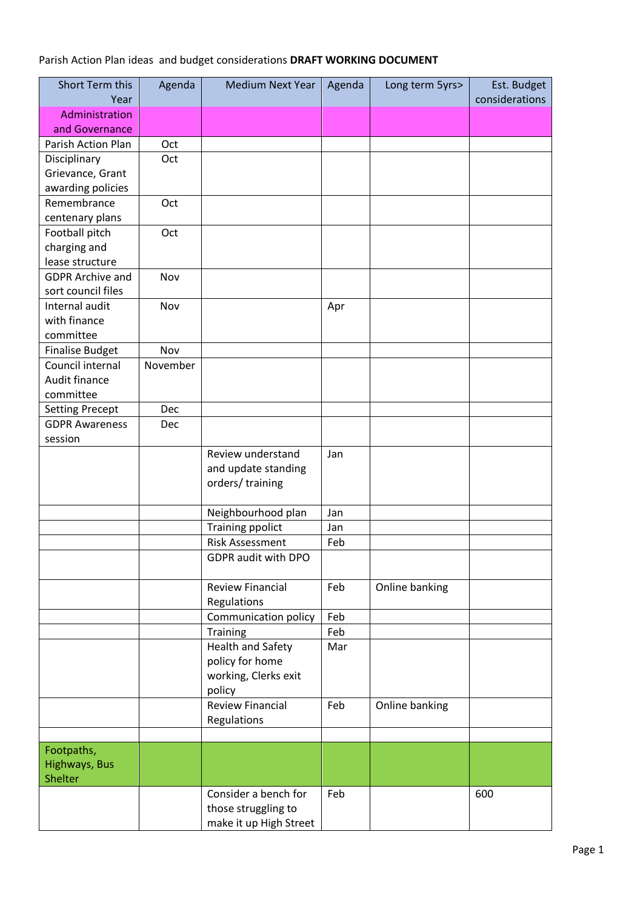Parish Action Plan ideas and budget considerations **DRAFT WORKING DOCUMENT**

| Short Term this Year | Agenda | Medium Next Year | Agenda | Long term 5yrs> | Est. Budget considerations |
|---|---|---|---|---|---|
| Administration and Governance | | | | | |
| Parish Action Plan | Oct | | | | |
| Disciplinary Grievance, Grant awarding policies | Oct | | | | |
| Remembrance centenary plans | Oct | | | | |
| Football pitch charging and lease structure | Oct | | | | |
| GDPR Archive and sort council files | Nov | | | | |
| Internal audit with finance committee | Nov | | Apr | | |
| Finalise Budget | Nov | | | | |
| Council internal Audit finance committee | November | | | | |
| Setting Precept | Dec | | | | |
| GDPR Awareness session | Dec | | | | |
| | | Review understand and update standing orders/ training | Jan | | |
| | | Neighbourhood plan | Jan | | |
| | | Training ppolict | Jan | | |
| | | Risk Assessment | Feb | | |
| | | GDPR audit with DPO | | | |
| | | Review Financial Regulations | Feb | Online banking | |
| | | Communication policy | Feb | | |
| | | Training | Feb | | |
| | | Health and Safety policy for home working, Clerks exit policy | Mar | | |
| | | Review Financial Regulations | Feb | Online banking | |
| | | | | | |
| Footpaths, Highways, Bus Shelter | | | | | |
| | | Consider a bench for those struggling to make it up High Street | Feb | | 600 |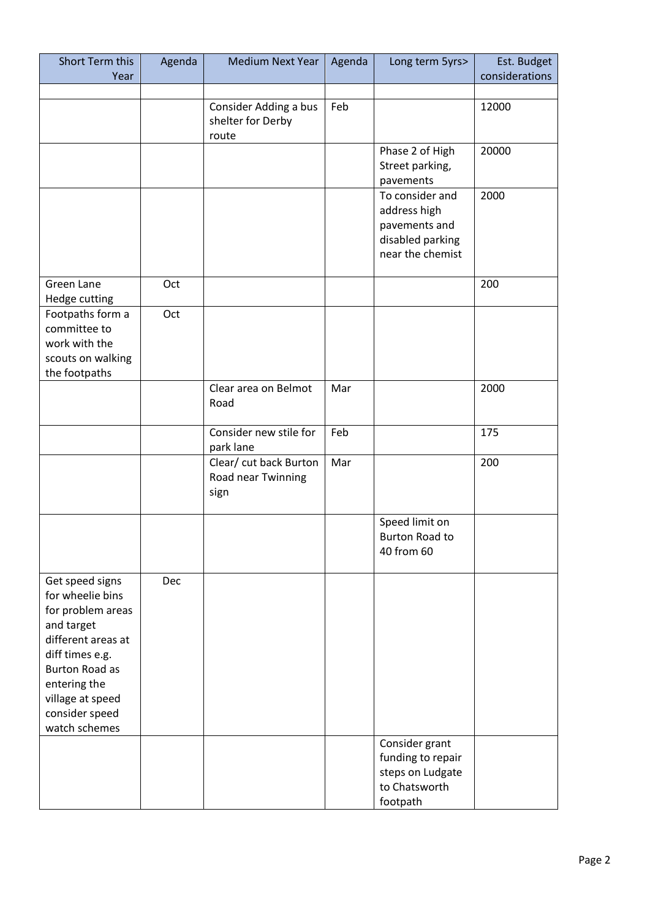| Short Term this Year | Agenda | Medium Next Year | Agenda | Long term 5yrs> | Est. Budget considerations |
|---|---|---|---|---|---|
| | | | | | |
| | | Consider Adding a bus shelter for Derby route | Feb | | 12000 |
| | | | | Phase 2 of High Street parking, pavements | 20000 |
| | | | | To consider and address high pavements and disabled parking near the chemist | 2000 |
| Green Lane Hedge cutting | Oct | | | | 200 |
| Footpaths form a committee to work with the scouts on walking the footpaths | Oct | | | | |
| | | Clear area on Belmot Road | Mar | | 2000 |
| | | Consider new stile for park lane | Feb | | 175 |
| | | Clear/ cut back Burton Road near Twinning sign | Mar | | 200 |
| | | | | Speed limit on Burton Road to 40 from 60 | |
| Get speed signs for wheelie bins for problem areas and target different areas at diff times e.g. Burton Road as entering the village at speed consider speed watch schemes | Dec | | | | |
| | | | | Consider grant funding to repair steps on Ludgate to Chatsworth footpath | |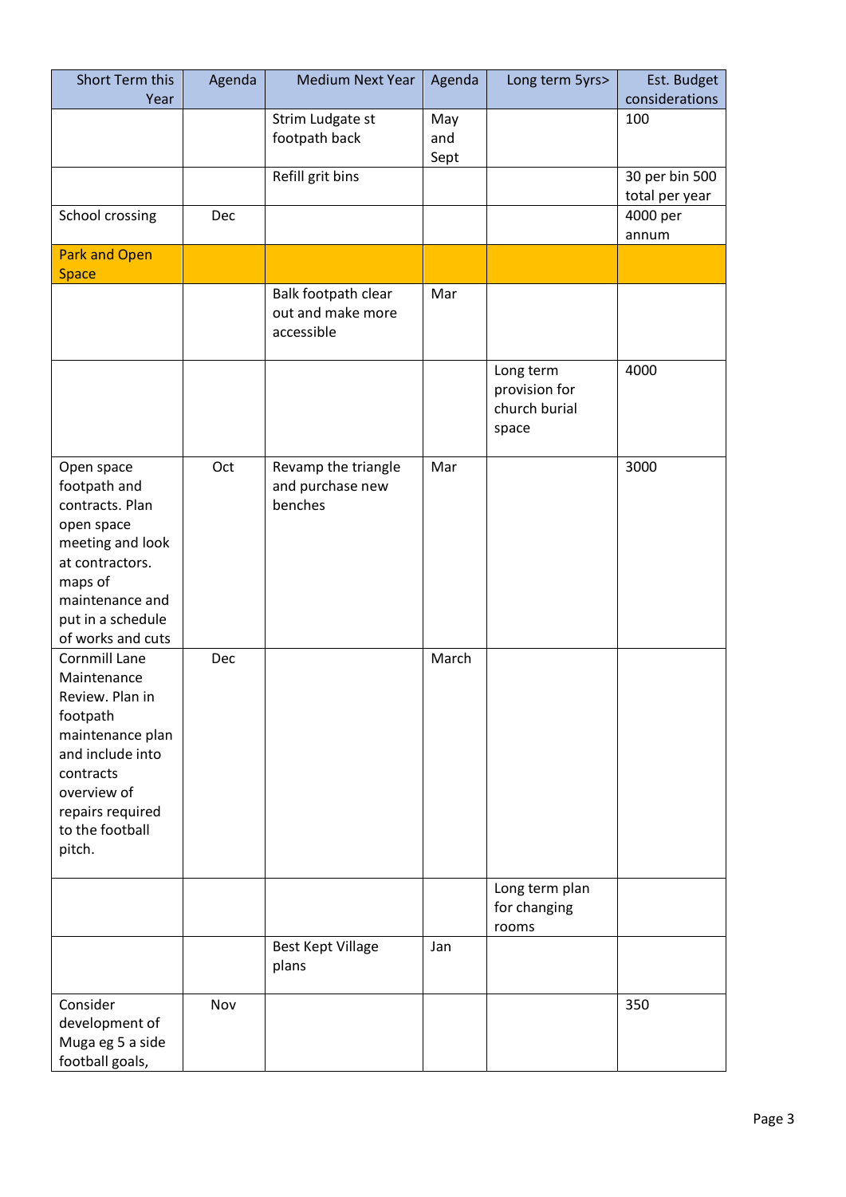| Short Term this Year | Agenda | Medium Next Year | Agenda | Long term 5yrs> | Est. Budget considerations |
|---|---|---|---|---|---|
| | | Strim Ludgate st footpath back | May and Sept | | 100 |
| | | Refill grit bins | | | 30 per bin 500 total per year |
| School crossing | Dec | | | | 4000 per annum |
| **Park and Open Space** | | | | | |
| | | Balk footpath clear out and make more accessible | Mar | | |
| | | | | Long term provision for church burial space | 4000 |
| Open space footpath and contracts. Plan open space meeting and look at contractors. maps of maintenance and put in a schedule of works and cuts | Oct | Revamp the triangle and purchase new benches | Mar | | 3000 |
| Cornmill Lane Maintenance Review. Plan in footpath maintenance plan and include into contracts overview of repairs required to the football pitch. | Dec | | March | | |
| | | | | Long term plan for changing rooms | |
| | | Best Kept Village plans | Jan | | |
| Consider development of Muga eg 5 a side football goals, | Nov | | | | 350 |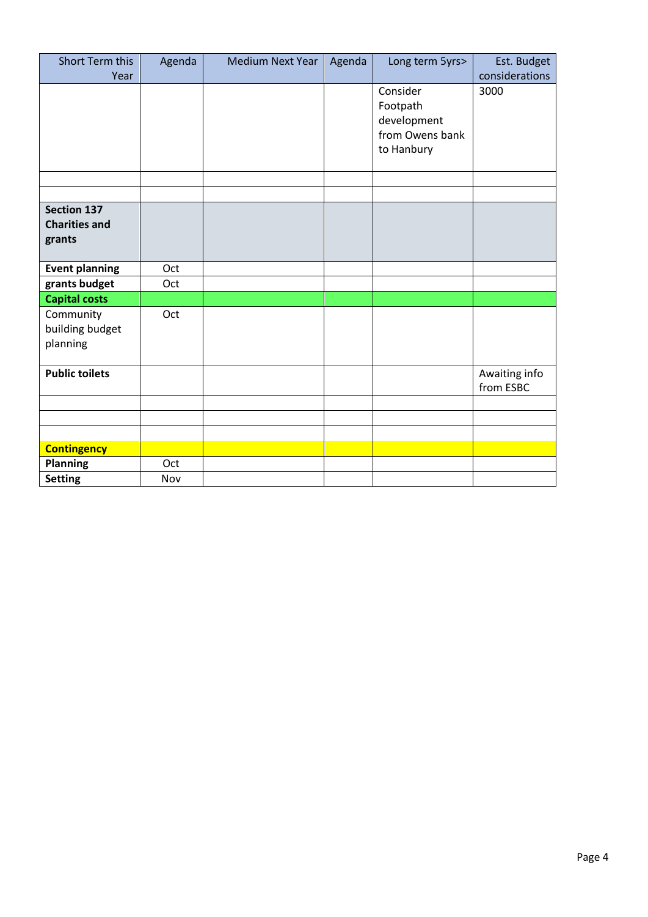| Short Term this Year | Agenda | Medium Next Year | Agenda | Long term 5yrs> | Est. Budget considerations |
|---|---|---|---|---|---|
| | | | | Consider Footpath development from Owens bank to Hanbury | 3000 |
| | | | | | |
| | | | | | |
| **Section 137 Charities and grants** | | | | | |
| **Event planning** | Oct | | | | |
| **grants budget** | Oct | | | | |
| **Capital costs** | | | | | |
| Community building budget planning | Oct | | | | |
| **Public toilets** | | | | | Awaiting info from ESBC |
| | | | | | |
| | | | | | |
| | | | | | |
| **Contingency** | | | | | |
| **Planning** | Oct | | | | |
| **Setting** | Nov | | | | |